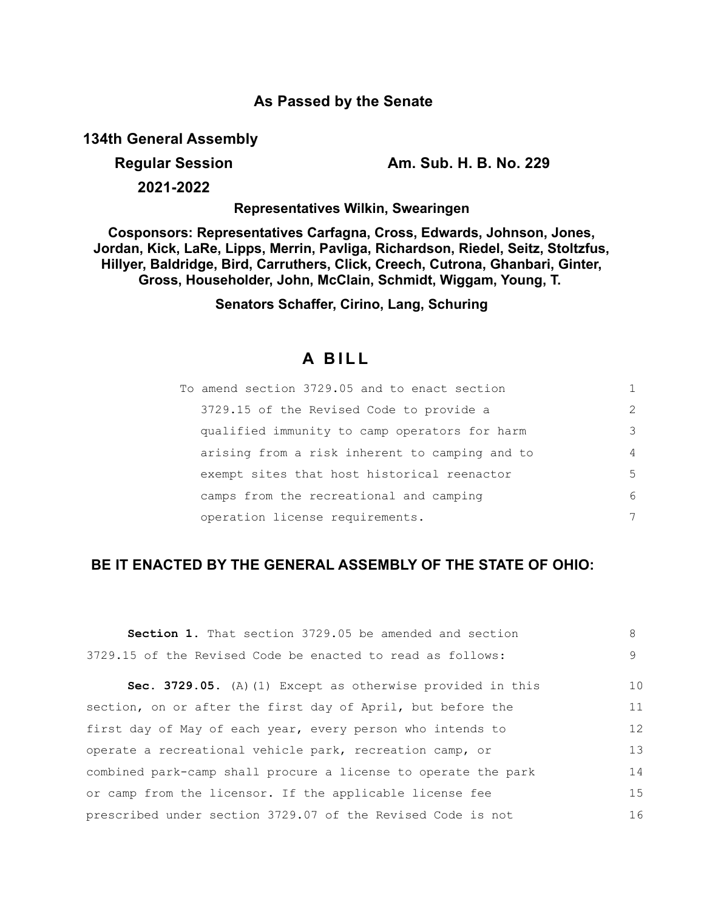## As Passed by the Senate

**134th General Assembly**

**Regular Session** **Am. Sub. H. B. No. 229**

**2021-2022**

**Representatives Wilkin, Swearingen**

**Cosponsors: Representatives Carfagna, Cross, Edwards, Johnson, Jones, Jordan, Kick, LaRe, Lipps, Merrin, Pavliga, Richardson, Riedel, Seitz, Stoltzfus, Hillyer, Baldridge, Bird, Carruthers, Click, Creech, Cutrona, Ghanbari, Ginter, Gross, Householder, John, McClain, Schmidt, Wiggam, Young, T.**

**Senators Schaffer, Cirino, Lang, Schuring**

# A BILL

To amend section 3729.05 and to enact section 3729.15 of the Revised Code to provide a qualified immunity to camp operators for harm arising from a risk inherent to camping and to exempt sites that host historical reenactor camps from the recreational and camping operation license requirements.

**BE IT ENACTED BY THE GENERAL ASSEMBLY OF THE STATE OF OHIO:**

**Section 1.** That section 3729.05 be amended and section 3729.15 of the Revised Code be enacted to read as follows:

**Sec. 3729.05.** (A)(1) Except as otherwise provided in this section, on or after the first day of April, but before the first day of May of each year, every person who intends to operate a recreational vehicle park, recreation camp, or combined park-camp shall procure a license to operate the park or camp from the licensor. If the applicable license fee prescribed under section 3729.07 of the Revised Code is not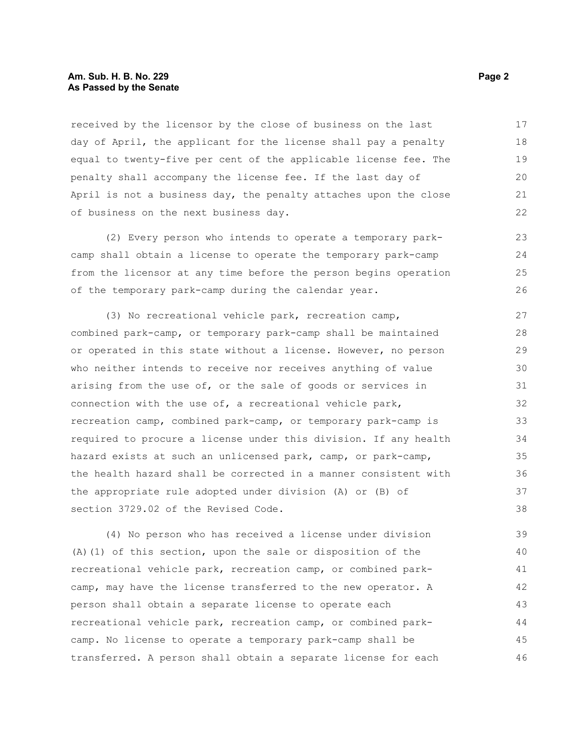received by the licensor by the close of business on the last day of April, the applicant for the license shall pay a penalty equal to twenty-five per cent of the applicable license fee. The penalty shall accompany the license fee. If the last day of April is not a business day, the penalty attaches upon the close of business on the next business day.

(2) Every person who intends to operate a temporary park-camp shall obtain a license to operate the temporary park-camp from the licensor at any time before the person begins operation of the temporary park-camp during the calendar year.

(3) No recreational vehicle park, recreation camp, combined park-camp, or temporary park-camp shall be maintained or operated in this state without a license. However, no person who neither intends to receive nor receives anything of value arising from the use of, or the sale of goods or services in connection with the use of, a recreational vehicle park, recreation camp, combined park-camp, or temporary park-camp is required to procure a license under this division. If any health hazard exists at such an unlicensed park, camp, or park-camp, the health hazard shall be corrected in a manner consistent with the appropriate rule adopted under division (A) or (B) of section 3729.02 of the Revised Code.

(4) No person who has received a license under division (A)(1) of this section, upon the sale or disposition of the recreational vehicle park, recreation camp, or combined park-camp, may have the license transferred to the new operator. A person shall obtain a separate license to operate each recreational vehicle park, recreation camp, or combined park-camp. No license to operate a temporary park-camp shall be transferred. A person shall obtain a separate license for each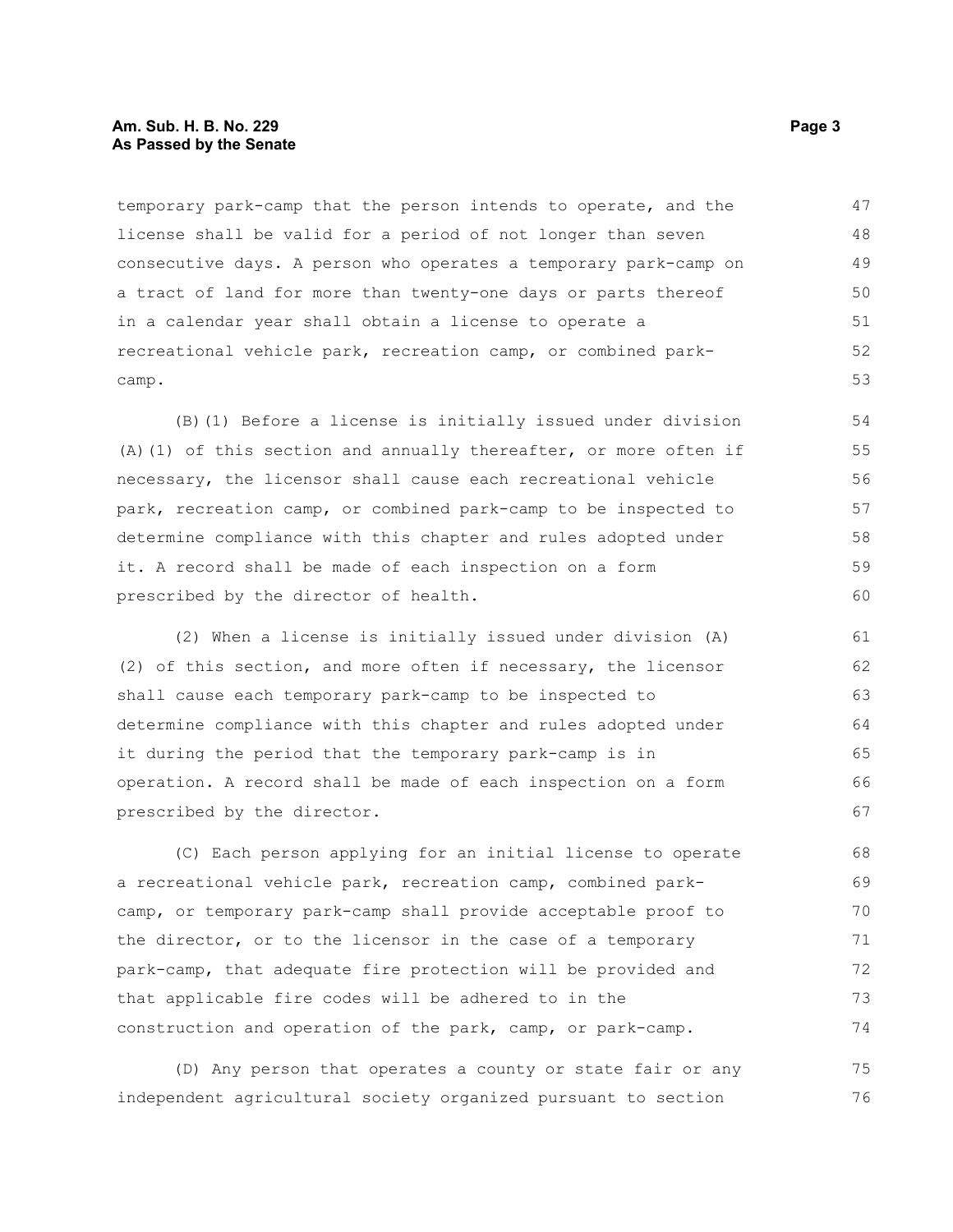temporary park-camp that the person intends to operate, and the license shall be valid for a period of not longer than seven consecutive days. A person who operates a temporary park-camp on a tract of land for more than twenty-one days or parts thereof in a calendar year shall obtain a license to operate a recreational vehicle park, recreation camp, or combined park-camp.

(B)(1) Before a license is initially issued under division (A)(1) of this section and annually thereafter, or more often if necessary, the licensor shall cause each recreational vehicle park, recreation camp, or combined park-camp to be inspected to determine compliance with this chapter and rules adopted under it. A record shall be made of each inspection on a form prescribed by the director of health.

(2) When a license is initially issued under division (A)(2) of this section, and more often if necessary, the licensor shall cause each temporary park-camp to be inspected to determine compliance with this chapter and rules adopted under it during the period that the temporary park-camp is in operation. A record shall be made of each inspection on a form prescribed by the director.

(C) Each person applying for an initial license to operate a recreational vehicle park, recreation camp, combined park-camp, or temporary park-camp shall provide acceptable proof to the director, or to the licensor in the case of a temporary park-camp, that adequate fire protection will be provided and that applicable fire codes will be adhered to in the construction and operation of the park, camp, or park-camp.

(D) Any person that operates a county or state fair or any independent agricultural society organized pursuant to section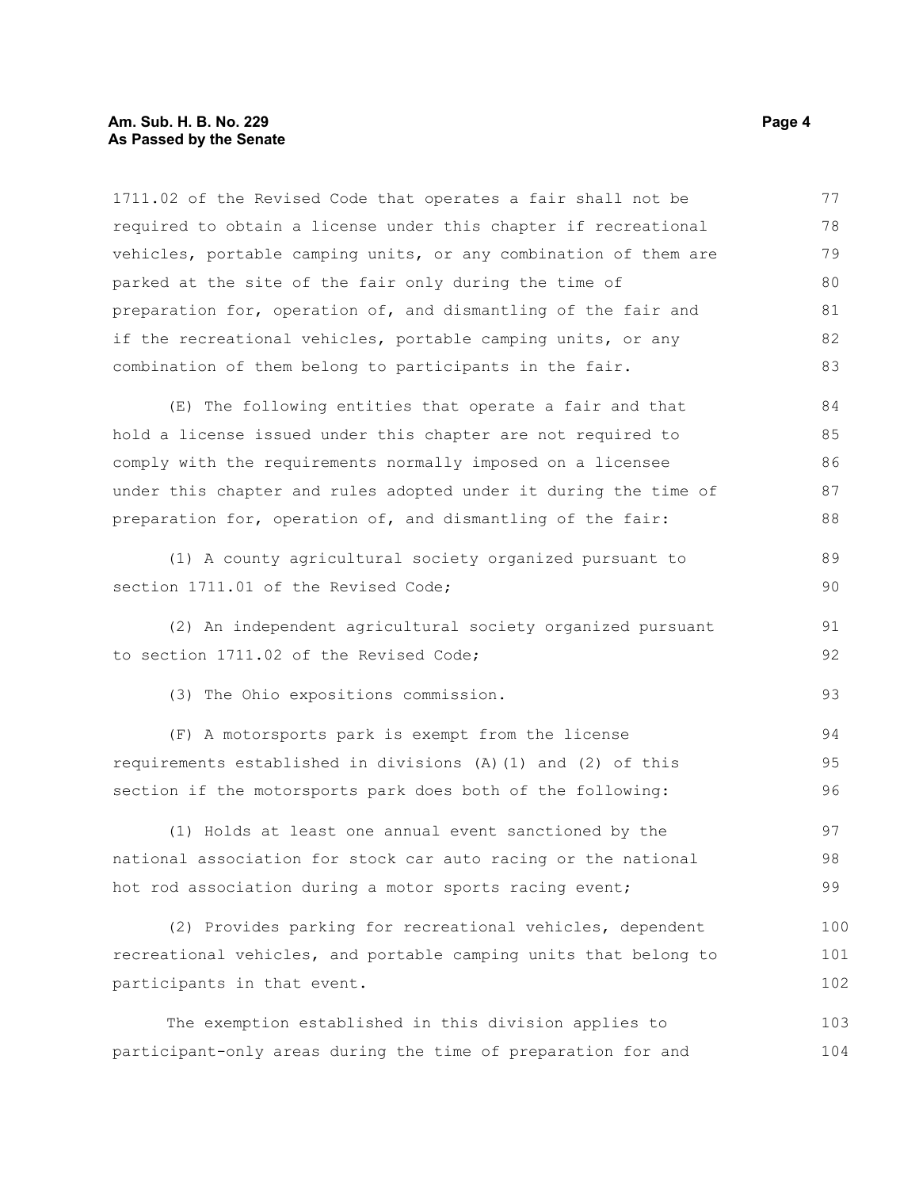1711.02 of the Revised Code that operates a fair shall not be required to obtain a license under this chapter if recreational vehicles, portable camping units, or any combination of them are parked at the site of the fair only during the time of preparation for, operation of, and dismantling of the fair and if the recreational vehicles, portable camping units, or any combination of them belong to participants in the fair.

(E) The following entities that operate a fair and that hold a license issued under this chapter are not required to comply with the requirements normally imposed on a licensee under this chapter and rules adopted under it during the time of preparation for, operation of, and dismantling of the fair:

(1) A county agricultural society organized pursuant to section 1711.01 of the Revised Code;

(2) An independent agricultural society organized pursuant to section 1711.02 of the Revised Code;

(3) The Ohio expositions commission.

(F) A motorsports park is exempt from the license requirements established in divisions (A)(1) and (2) of this section if the motorsports park does both of the following:

(1) Holds at least one annual event sanctioned by the national association for stock car auto racing or the national hot rod association during a motor sports racing event;

(2) Provides parking for recreational vehicles, dependent recreational vehicles, and portable camping units that belong to participants in that event.

The exemption established in this division applies to participant-only areas during the time of preparation for and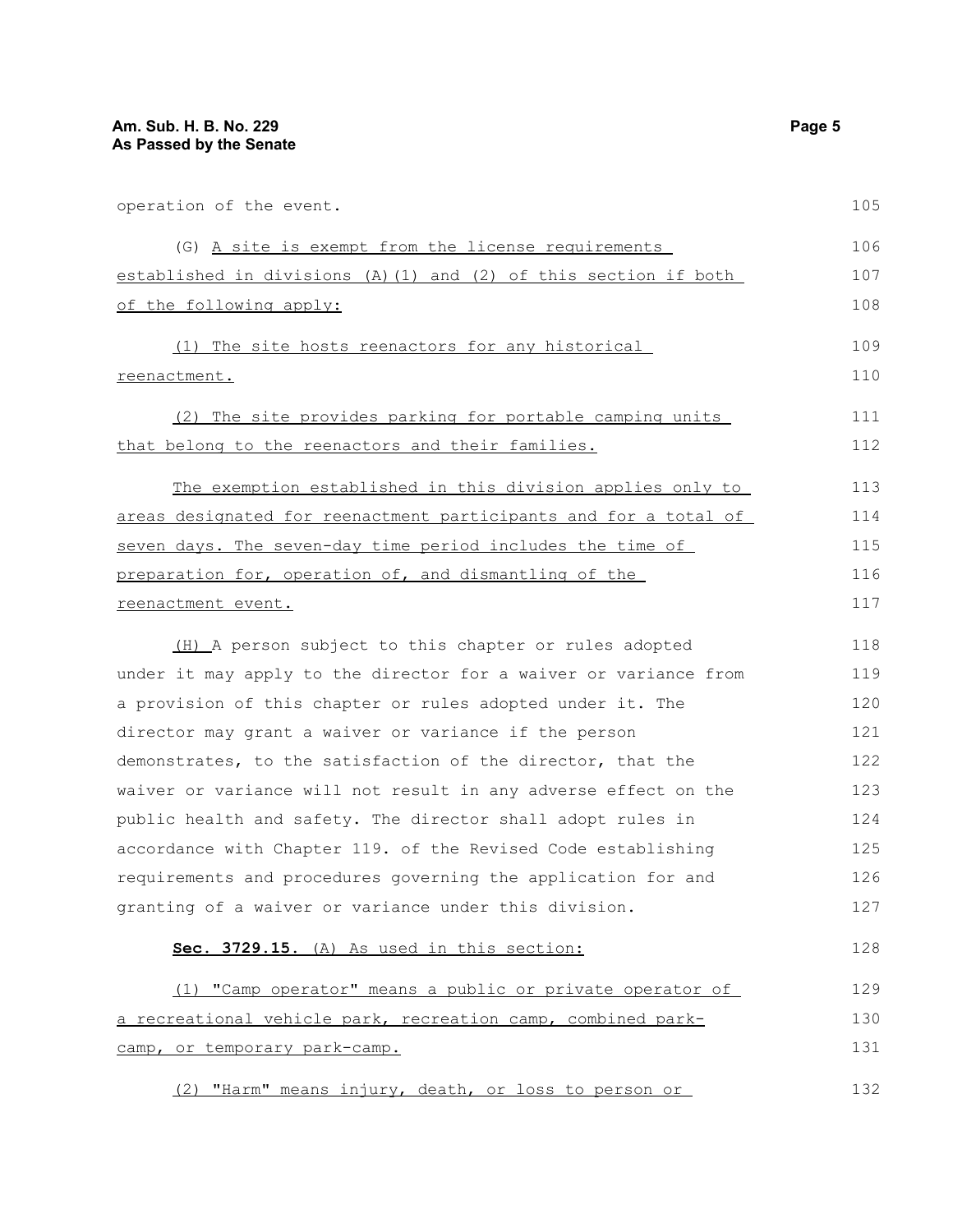operation of the event.

(G) A site is exempt from the license requirements established in divisions (A)(1) and (2) of this section if both of the following apply:

(1) The site hosts reenactors for any historical reenactment.

(2) The site provides parking for portable camping units that belong to the reenactors and their families.

The exemption established in this division applies only to areas designated for reenactment participants and for a total of seven days. The seven-day time period includes the time of preparation for, operation of, and dismantling of the reenactment event.

(H) A person subject to this chapter or rules adopted under it may apply to the director for a waiver or variance from a provision of this chapter or rules adopted under it. The director may grant a waiver or variance if the person demonstrates, to the satisfaction of the director, that the waiver or variance will not result in any adverse effect on the public health and safety. The director shall adopt rules in accordance with Chapter 119. of the Revised Code establishing requirements and procedures governing the application for and granting of a waiver or variance under this division.

**Sec. 3729.15.** (A) As used in this section:

(1) "Camp operator" means a public or private operator of a recreational vehicle park, recreation camp, combined park-camp, or temporary park-camp.

(2) "Harm" means injury, death, or loss to person or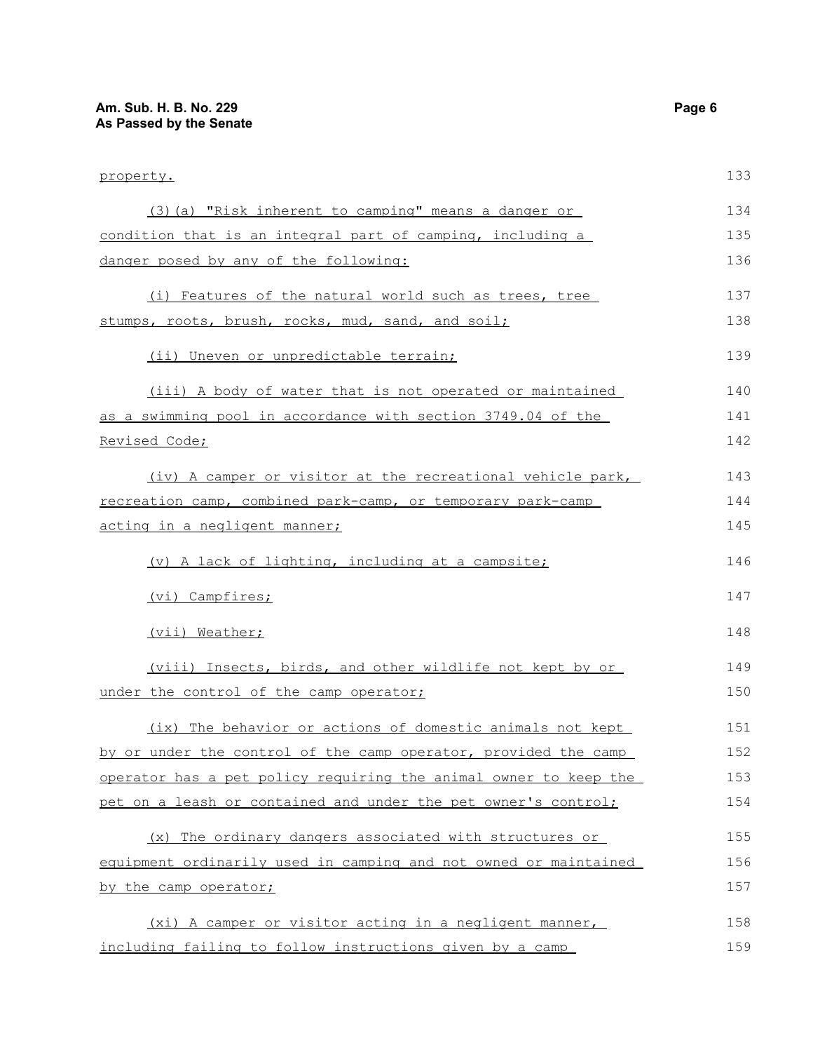property.

(3)(a) "Risk inherent to camping" means a danger or condition that is an integral part of camping, including a danger posed by any of the following:

(i) Features of the natural world such as trees, tree stumps, roots, brush, rocks, mud, sand, and soil;

(ii) Uneven or unpredictable terrain;

(iii) A body of water that is not operated or maintained as a swimming pool in accordance with section 3749.04 of the Revised Code;

(iv) A camper or visitor at the recreational vehicle park, recreation camp, combined park-camp, or temporary park-camp acting in a negligent manner;

(v) A lack of lighting, including at a campsite;

(vi) Campfires;

(vii) Weather;

(viii) Insects, birds, and other wildlife not kept by or under the control of the camp operator;

(ix) The behavior or actions of domestic animals not kept by or under the control of the camp operator, provided the camp operator has a pet policy requiring the animal owner to keep the pet on a leash or contained and under the pet owner's control;

(x) The ordinary dangers associated with structures or equipment ordinarily used in camping and not owned or maintained by the camp operator;

(xi) A camper or visitor acting in a negligent manner, including failing to follow instructions given by a camp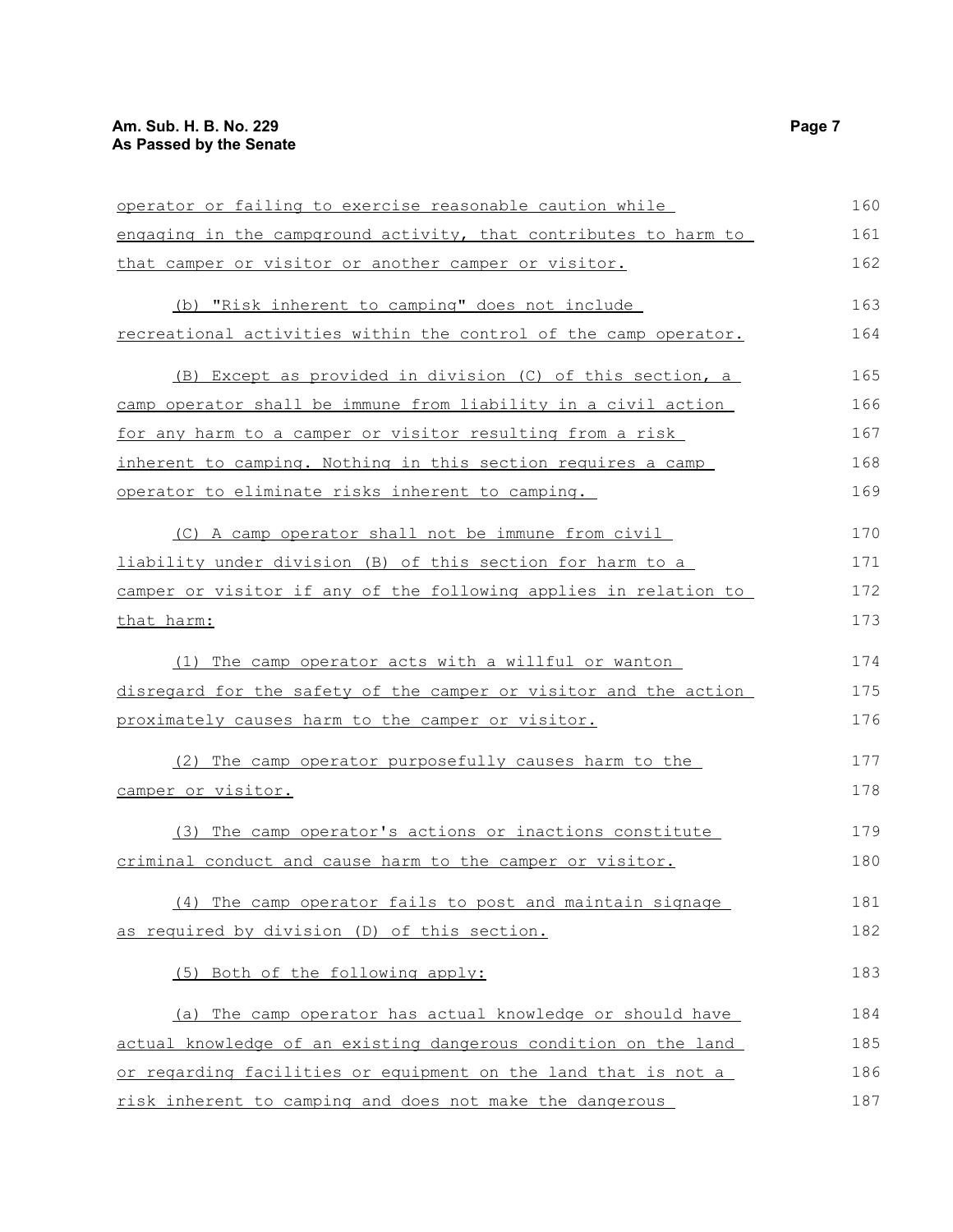operator or failing to exercise reasonable caution while engaging in the campground activity, that contributes to harm to that camper or visitor or another camper or visitor.

(b) "Risk inherent to camping" does not include recreational activities within the control of the camp operator.

(B) Except as provided in division (C) of this section, a camp operator shall be immune from liability in a civil action for any harm to a camper or visitor resulting from a risk inherent to camping. Nothing in this section requires a camp operator to eliminate risks inherent to camping.

(C) A camp operator shall not be immune from civil liability under division (B) of this section for harm to a camper or visitor if any of the following applies in relation to that harm:

(1) The camp operator acts with a willful or wanton disregard for the safety of the camper or visitor and the action proximately causes harm to the camper or visitor.

(2) The camp operator purposefully causes harm to the camper or visitor.

(3) The camp operator's actions or inactions constitute criminal conduct and cause harm to the camper or visitor.

(4) The camp operator fails to post and maintain signage as required by division (D) of this section.

(5) Both of the following apply:

(a) The camp operator has actual knowledge or should have actual knowledge of an existing dangerous condition on the land or regarding facilities or equipment on the land that is not a risk inherent to camping and does not make the dangerous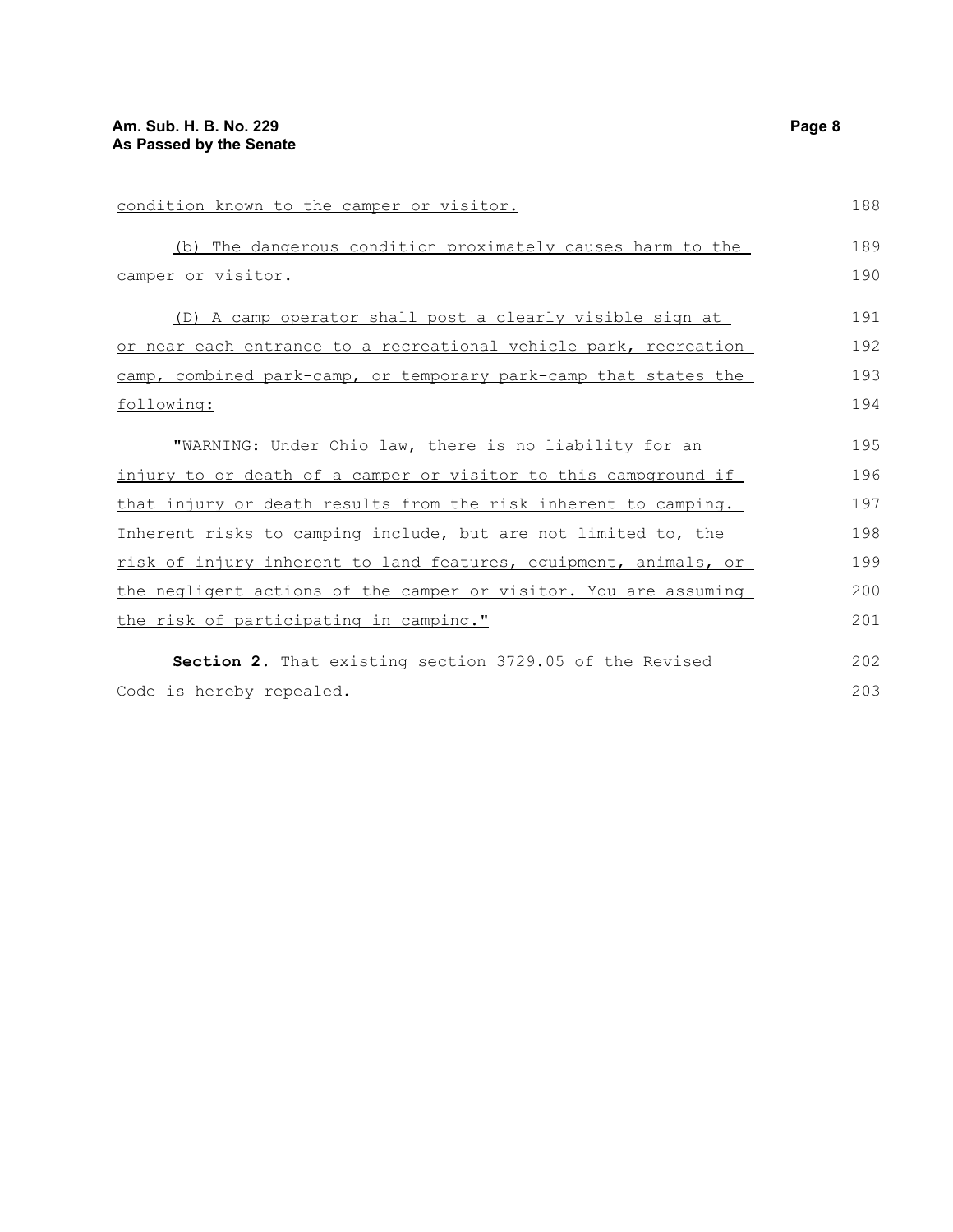condition known to the camper or visitor.

(b) The dangerous condition proximately causes harm to the camper or visitor.

(D) A camp operator shall post a clearly visible sign at or near each entrance to a recreational vehicle park, recreation camp, combined park-camp, or temporary park-camp that states the following:

"WARNING: Under Ohio law, there is no liability for an injury to or death of a camper or visitor to this campground if that injury or death results from the risk inherent to camping. Inherent risks to camping include, but are not limited to, the risk of injury inherent to land features, equipment, animals, or the negligent actions of the camper or visitor. You are assuming the risk of participating in camping."

**Section 2.** That existing section 3729.05 of the Revised Code is hereby repealed.